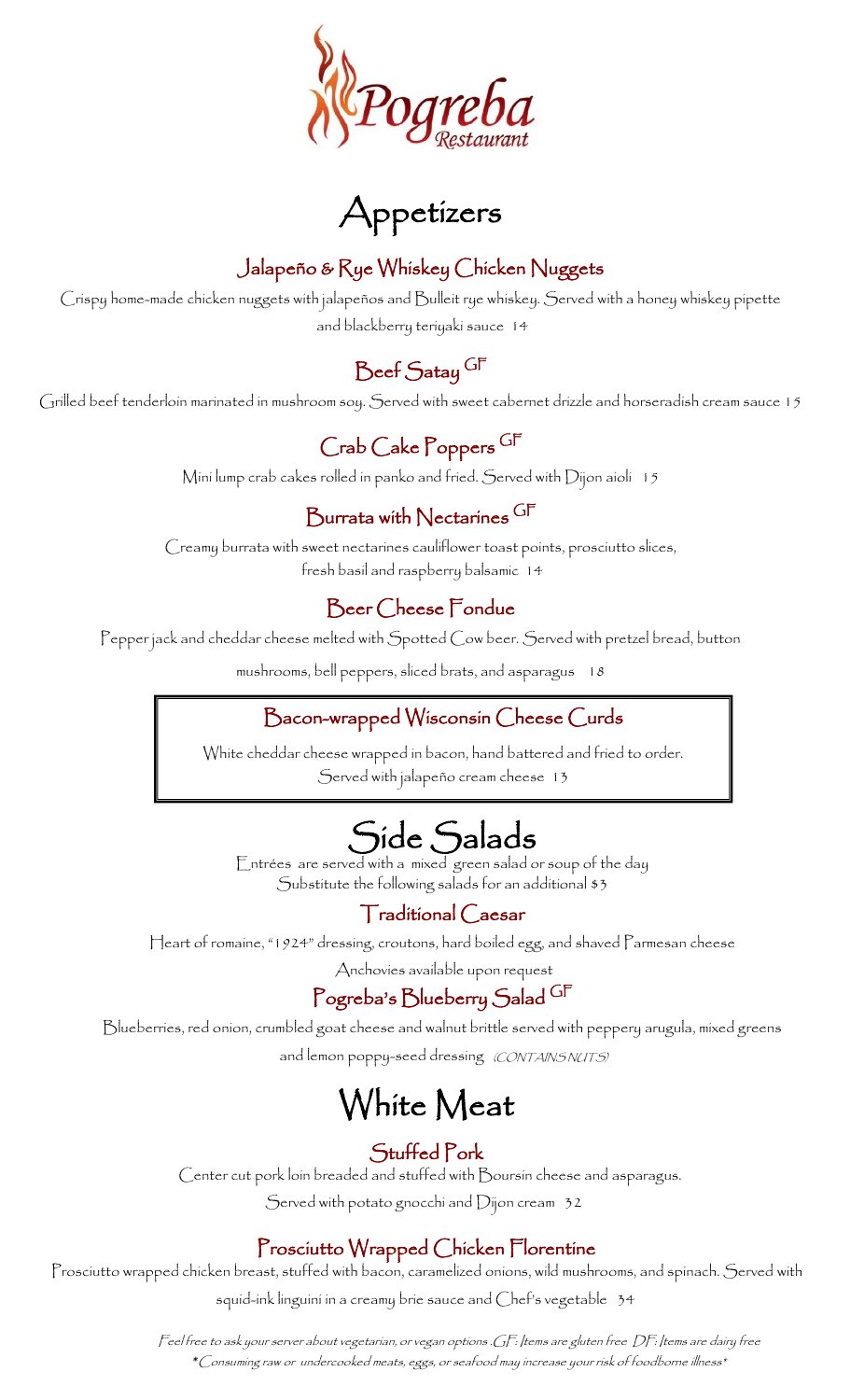# Pogreba Restaurant

## Appetizers

### Jalapeño & Rye Whiskey Chicken Nuggets

Crispy home-made chicken nuggets with jalapeños and Bulleit rye whiskey. Served with a honey whiskey pipette and blackberry teriyaki sauce 14

### Beef Satay GF

Grilled beef tenderloin marinated in mushroom soy. Served with sweet cabernet drizzle and horseradish cream sauce 15

### Crab Cake Poppers GF

Mini lump crab cakes rolled in panko and fried. Served with Dijon aioli 15

### Burrata with Nectarines GF

Creamy burrata with sweet nectarines cauliflower toast points, prosciutto slices, fresh basil and raspberry balsamic 14

### Beer Cheese Fondue

Pepper jack and cheddar cheese melted with Spotted Cow beer. Served with pretzel bread, button mushrooms, bell peppers, sliced brats, and asparagus 18

### Bacon-wrapped Wisconsin Cheese Curds

White cheddar cheese wrapped in bacon, hand battered and fried to order. Served with jalapeño cream cheese 13

## Side Salads

Entrées are served with a mixed green salad or soup of the day
Substitute the following salads for an additional $3

### Traditional Caesar

Heart of romaine, "1924" dressing, croutons, hard boiled egg, and shaved Parmesan cheese
Anchovies available upon request

### Pogreba's Blueberry Salad GF

Blueberries, red onion, crumbled goat cheese and walnut brittle served with peppery arugula, mixed greens and lemon poppy-seed dressing *(CONTAINS NUTS)*

## White Meat

### Stuffed Pork

Center cut pork loin breaded and stuffed with Boursin cheese and asparagus. Served with potato gnocchi and Dijon cream 32

### Prosciutto Wrapped Chicken Florentine

Prosciutto wrapped chicken breast, stuffed with bacon, caramelized onions, wild mushrooms, and spinach. Served with squid-ink linguini in a creamy brie sauce and Chef's vegetable 34

*Feel free to ask your server about vegetarian, or vegan options .GF: Items are gluten free DF: Items are dairy free*
*\*Consuming raw or undercooked meats, eggs, or seafood may increase your risk of foodborne illness\**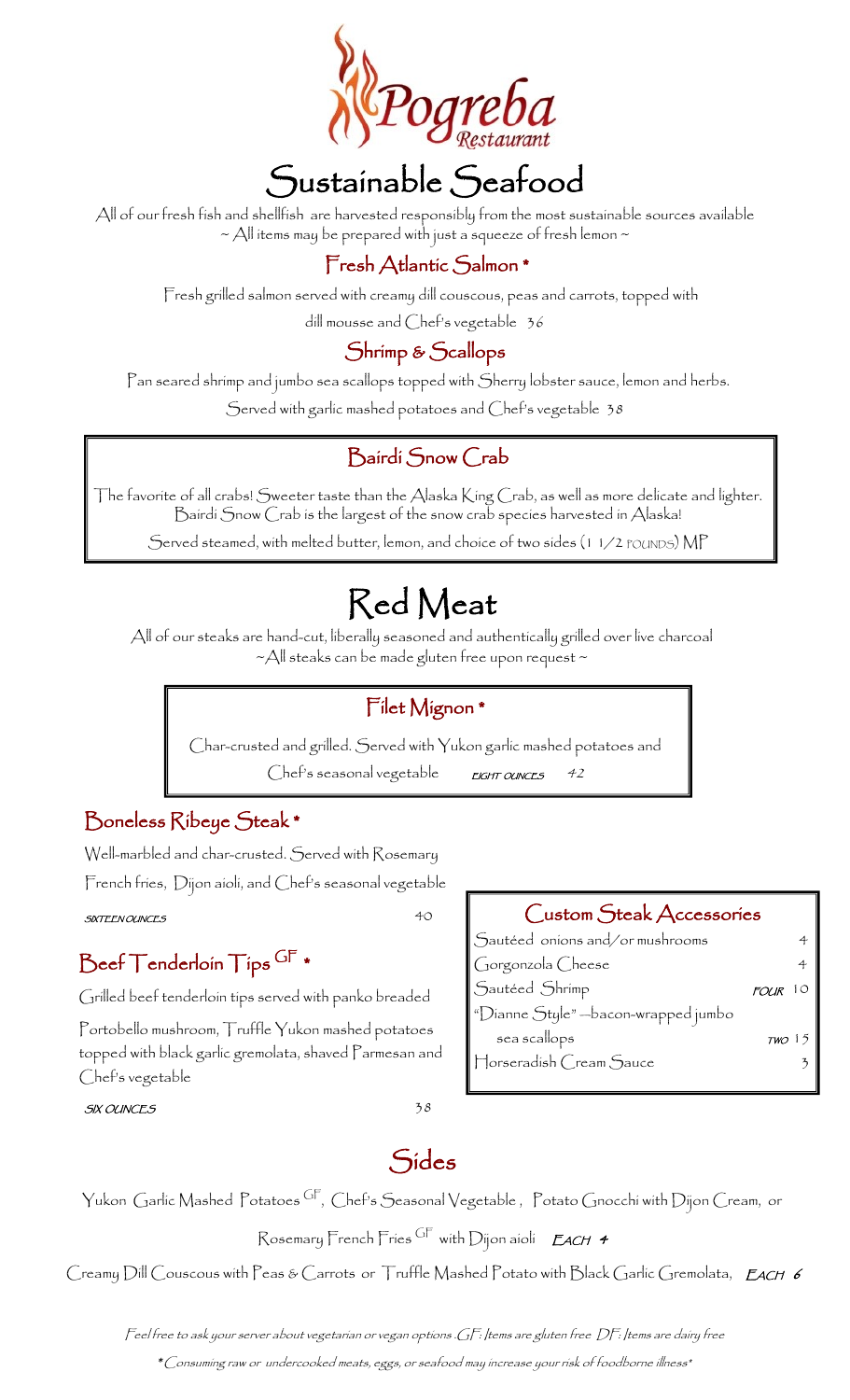Pogreba Restaurant

# Sustainable Seafood

All of our fresh fish and shellfish are harvested responsibly from the most sustainable sources available
~ All items may be prepared with just a squeeze of fresh lemon ~

## Fresh Atlantic Salmon *

Fresh grilled salmon served with creamy dill couscous, peas and carrots, topped with dill mousse and Chef's vegetable 36

## Shrimp & Scallops

Pan seared shrimp and jumbo sea scallops topped with Sherry lobster sauce, lemon and herbs.
Served with garlic mashed potatoes and Chef's vegetable 38

## Bairdi Snow Crab

The favorite of all crabs! Sweeter taste than the Alaska King Crab, as well as more delicate and lighter. Bairdi Snow Crab is the largest of the snow crab species harvested in Alaska!

Served steamed, with melted butter, lemon, and choice of two sides (1 1/2 POUNDS) MP

# Red Meat

All of our steaks are hand-cut, liberally seasoned and authentically grilled over live charcoal
~All steaks can be made gluten free upon request ~

## Filet Mignon *

Char-crusted and grilled. Served with Yukon garlic mashed potatoes and Chef's seasonal vegetable *EIGHT OUNCES* 42

## Boneless Ribeye Steak *

Well-marbled and char-crusted. Served with Rosemary French fries, Dijon aioli, and Chef's seasonal vegetable

*SIXTEEN OUNCES* 40

## Beef Tenderloin Tips GF *

Grilled beef tenderloin tips served with panko breaded Portobello mushroom, Truffle Yukon mashed potatoes topped with black garlic gremolata, shaved Parmesan and Chef's vegetable

*SIX OUNCES* 38

## Custom Steak Accessories

| | |
|---|---|
| Sautéed onions and/or mushrooms | 4 |
| Gorgonzola Cheese | 4 |
| Sautéed Shrimp | *FOUR* 10 |
| "Dianne Style" –bacon-wrapped jumbo sea scallops | *TWO* 15 |
| Horseradish Cream Sauce | 3 |

# Sides

Yukon Garlic Mashed Potatoes GF, Chef's Seasonal Vegetable, Potato Gnocchi with Dijon Cream, or Rosemary French Fries GF with Dijon aioli *EACH 4*

Creamy Dill Couscous with Peas & Carrots or Truffle Mashed Potato with Black Garlic Gremolata, *EACH 6*

*Feel free to ask your server about vegetarian or vegan options. GF: Items are gluten free DF: Items are dairy free*

*\*Consuming raw or undercooked meats, eggs, or seafood may increase your risk of foodborne illness\**